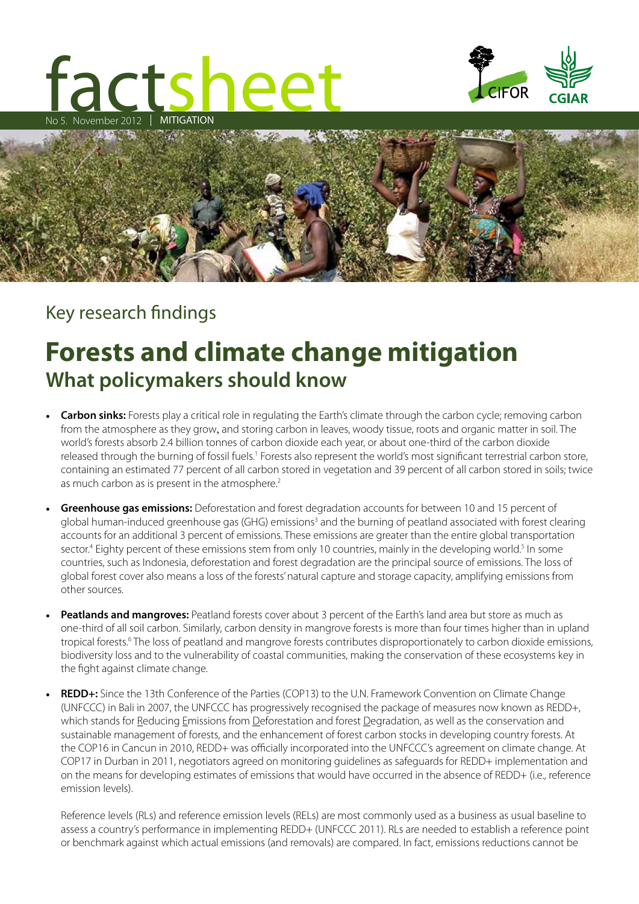# factsheet

No 5. November 2012 | MITIGATION

## Key research findings

# Forests and climate change mitigation

## What policymakers should know

- **Carbon sinks:** Forests play a critical role in regulating the Earth's climate through the carbon cycle; removing carbon from the atmosphere as they grow, and storing carbon in leaves, woody tissue, roots and organic matter in soil. The world's forests absorb 2.4 billion tonnes of carbon dioxide each year, or about one-third of the carbon dioxide released through the burning of fossil fuels.[1] Forests also represent the world's most significant terrestrial carbon store, containing an estimated 77 percent of all carbon stored in vegetation and 39 percent of all carbon stored in soils; twice as much carbon as is present in the atmosphere.[2]

- **Greenhouse gas emissions:** Deforestation and forest degradation accounts for between 10 and 15 percent of global human-induced greenhouse gas (GHG) emissions[3] and the burning of peatland associated with forest clearing accounts for an additional 3 percent of emissions. These emissions are greater than the entire global transportation sector.[4] Eighty percent of these emissions stem from only 10 countries, mainly in the developing world.[5] In some countries, such as Indonesia, deforestation and forest degradation are the principal source of emissions. The loss of global forest cover also means a loss of the forests' natural capture and storage capacity, amplifying emissions from other sources.

- **Peatlands and mangroves:** Peatland forests cover about 3 percent of the Earth's land area but store as much as one-third of all soil carbon. Similarly, carbon density in mangrove forests is more than four times higher than in upland tropical forests.[6] The loss of peatland and mangrove forests contributes disproportionately to carbon dioxide emissions, biodiversity loss and to the vulnerability of coastal communities, making the conservation of these ecosystems key in the fight against climate change.

- **REDD+:** Since the 13th Conference of the Parties (COP13) to the U.N. Framework Convention on Climate Change (UNFCCC) in Bali in 2007, the UNFCCC has progressively recognised the package of measures now known as REDD+, which stands for Reducing Emissions from Deforestation and forest Degradation, as well as the conservation and sustainable management of forests, and the enhancement of forest carbon stocks in developing country forests. At the COP16 in Cancun in 2010, REDD+ was officially incorporated into the UNFCCC's agreement on climate change. At COP17 in Durban in 2011, negotiators agreed on monitoring guidelines as safeguards for REDD+ implementation and on the means for developing estimates of emissions that would have occurred in the absence of REDD+ (i.e., reference emission levels).

  Reference levels (RLs) and reference emission levels (RELs) are most commonly used as a business as usual baseline to assess a country's performance in implementing REDD+ (UNFCCC 2011). RLs are needed to establish a reference point or benchmark against which actual emissions (and removals) are compared. In fact, emissions reductions cannot be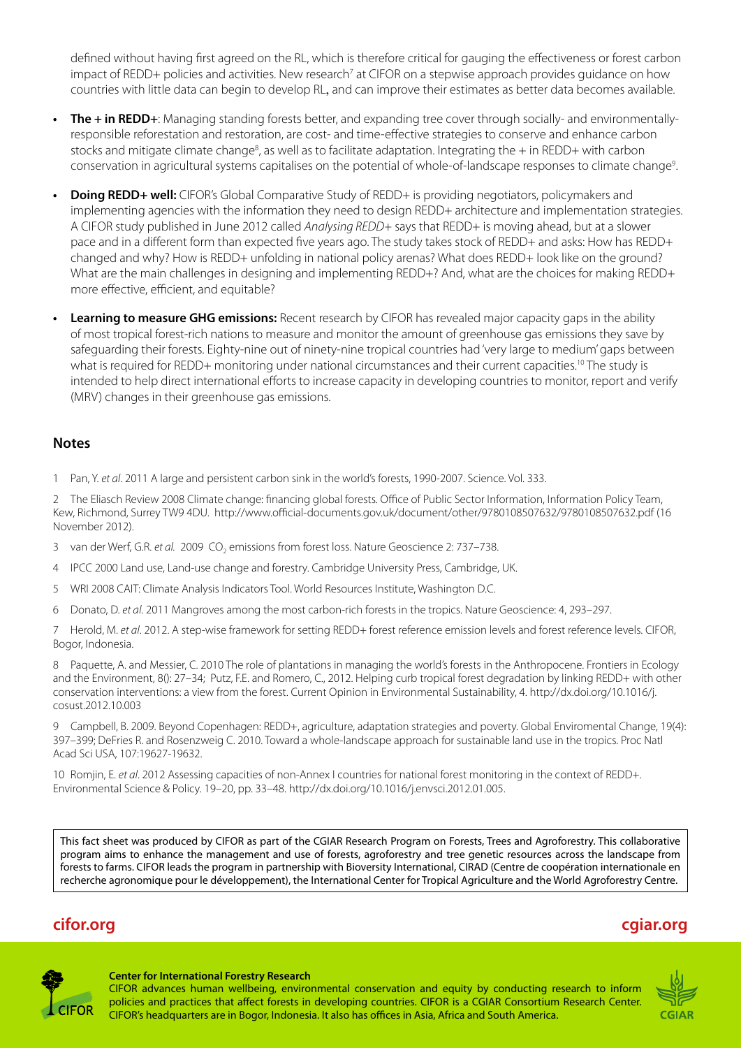defined without having first agreed on the RL, which is therefore critical for gauging the effectiveness or forest carbon impact of REDD+ policies and activities. New research[7] at CIFOR on a stepwise approach provides guidance on how countries with little data can begin to develop RL, and can improve their estimates as better data becomes available.

- **The + in REDD+**: Managing standing forests better, and expanding tree cover through socially- and environmentally-responsible reforestation and restoration, are cost- and time-effective strategies to conserve and enhance carbon stocks and mitigate climate change[8], as well as to facilitate adaptation. Integrating the + in REDD+ with carbon conservation in agricultural systems capitalises on the potential of whole-of-landscape responses to climate change[9].
- **Doing REDD+ well:** CIFOR's Global Comparative Study of REDD+ is providing negotiators, policymakers and implementing agencies with the information they need to design REDD+ architecture and implementation strategies. A CIFOR study published in June 2012 called *Analysing REDD+* says that REDD+ is moving ahead, but at a slower pace and in a different form than expected five years ago. The study takes stock of REDD+ and asks: How has REDD+ changed and why? How is REDD+ unfolding in national policy arenas? What does REDD+ look like on the ground? What are the main challenges in designing and implementing REDD+? And, what are the choices for making REDD+ more effective, efficient, and equitable?
- **Learning to measure GHG emissions:** Recent research by CIFOR has revealed major capacity gaps in the ability of most tropical forest-rich nations to measure and monitor the amount of greenhouse gas emissions they save by safeguarding their forests. Eighty-nine out of ninety-nine tropical countries had 'very large to medium' gaps between what is required for REDD+ monitoring under national circumstances and their current capacities.[10] The study is intended to help direct international efforts to increase capacity in developing countries to monitor, report and verify (MRV) changes in their greenhouse gas emissions.

## Notes

1 Pan, Y. *et al*. 2011 A large and persistent carbon sink in the world's forests, 1990-2007. Science. Vol. 333.

2 The Eliasch Review 2008 Climate change: financing global forests. Office of Public Sector Information, Information Policy Team, Kew, Richmond, Surrey TW9 4DU. http://www.official-documents.gov.uk/document/other/9780108507632/9780108507632.pdf (16 November 2012).

3 van der Werf, G.R. *et al.* 2009 $CO_2$ emissions from forest loss. Nature Geoscience 2: 737–738.

4 IPCC 2000 Land use, Land-use change and forestry. Cambridge University Press, Cambridge, UK.

5 WRI 2008 CAIT: Climate Analysis Indicators Tool. World Resources Institute, Washington D.C.

6 Donato, D. *et al*. 2011 Mangroves among the most carbon-rich forests in the tropics. Nature Geoscience: 4, 293–297.

7 Herold, M. *et al*. 2012. A step-wise framework for setting REDD+ forest reference emission levels and forest reference levels. CIFOR, Bogor, Indonesia.

8 Paquette, A. and Messier, C. 2010 The role of plantations in managing the world's forests in the Anthropocene. Frontiers in Ecology and the Environment, 8(): 27–34; Putz, F.E. and Romero, C., 2012. Helping curb tropical forest degradation by linking REDD+ with other conservation interventions: a view from the forest. Current Opinion in Environmental Sustainability, 4. http://dx.doi.org/10.1016/j.cosust.2012.10.003

9 Campbell, B. 2009. Beyond Copenhagen: REDD+, agriculture, adaptation strategies and poverty. Global Enviromental Change, 19(4): 397–399; DeFries R. and Rosenzweig C. 2010. Toward a whole-landscape approach for sustainable land use in the tropics. Proc Natl Acad Sci USA, 107:19627-19632.

10 Romjin, E. *et al*. 2012 Assessing capacities of non-Annex I countries for national forest monitoring in the context of REDD+. Environmental Science & Policy. 19–20, pp. 33–48. http://dx.doi.org/10.1016/j.envsci.2012.01.005.

This fact sheet was produced by CIFOR as part of the CGIAR Research Program on Forests, Trees and Agroforestry. This collaborative program aims to enhance the management and use of forests, agroforestry and tree genetic resources across the landscape from forests to farms. CIFOR leads the program in partnership with Bioversity International, CIRAD (Centre de coopération internationale en recherche agronomique pour le développement), the International Center for Tropical Agriculture and the World Agroforestry Centre.

**cifor.org** **cgiar.org**

**Center for International Forestry Research**

CIFOR advances human wellbeing, environmental conservation and equity by conducting research to inform policies and practices that affect forests in developing countries. CIFOR is a CGIAR Consortium Research Center. CIFOR's headquarters are in Bogor, Indonesia. It also has offices in Asia, Africa and South America.